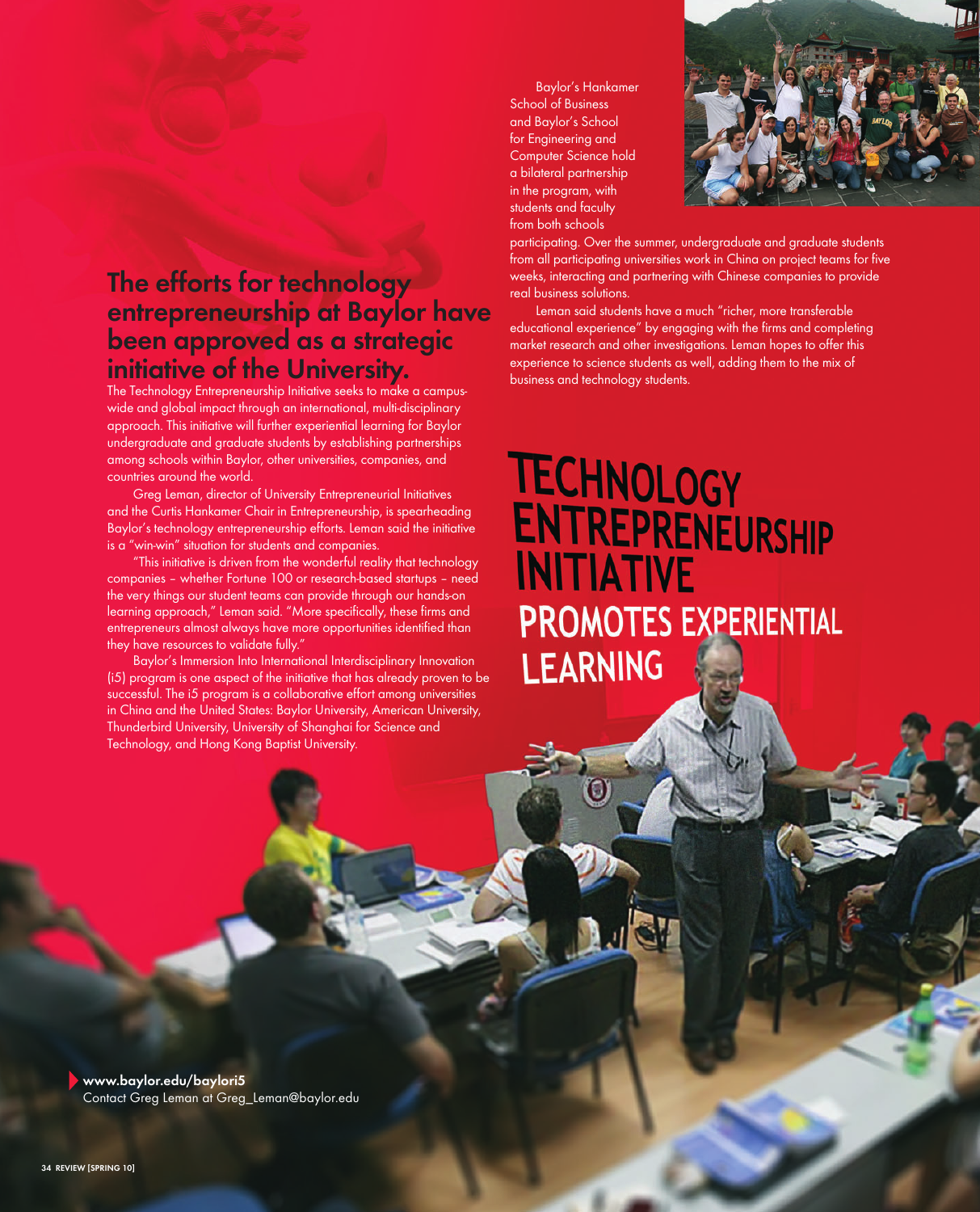# TECHNOLOGY ENTREPRENEURSHIP INITIATIVE PROMOTES EXPERIENTIAL LEARNING

## The efforts for technology entrepreneurship at Baylor have been approved as a strategic initiative of the University.

The Technology Entrepreneurship Initiative seeks to make a campus-wide and global impact through an international, multi-disciplinary approach. This initiative will further experiential learning for Baylor undergraduate and graduate students by establishing partnerships among schools within Baylor, other universities, companies, and countries around the world.

Greg Leman, director of University Entrepreneurial Initiatives and the Curtis Hankamer Chair in Entrepreneurship, is spearheading Baylor's technology entrepreneurship efforts. Leman said the initiative is a "win-win" situation for students and companies.

"This initiative is driven from the wonderful reality that technology companies – whether Fortune 100 or research-based startups – need the very things our student teams can provide through our hands-on learning approach," Leman said. "More specifically, these firms and entrepreneurs almost always have more opportunities identified than they have resources to validate fully."

Baylor's Immersion Into International Interdisciplinary Innovation (i5) program is one aspect of the initiative that has already proven to be successful. The i5 program is a collaborative effort among universities in China and the United States: Baylor University, American University, Thunderbird University, University of Shanghai for Science and Technology, and Hong Kong Baptist University.

Baylor's Hankamer School of Business and Baylor's School for Engineering and Computer Science hold a bilateral partnership in the program, with students and faculty from both schools participating. Over the summer, undergraduate and graduate students from all participating universities work in China on project teams for five weeks, interacting and partnering with Chinese companies to provide real business solutions.

Leman said students have a much "richer, more transferable educational experience" by engaging with the firms and completing market research and other investigations. Leman hopes to offer this experience to science students as well, adding them to the mix of business and technology students.

**www.baylor.edu/baylori5**
Contact Greg Leman at Greg_Leman@baylor.edu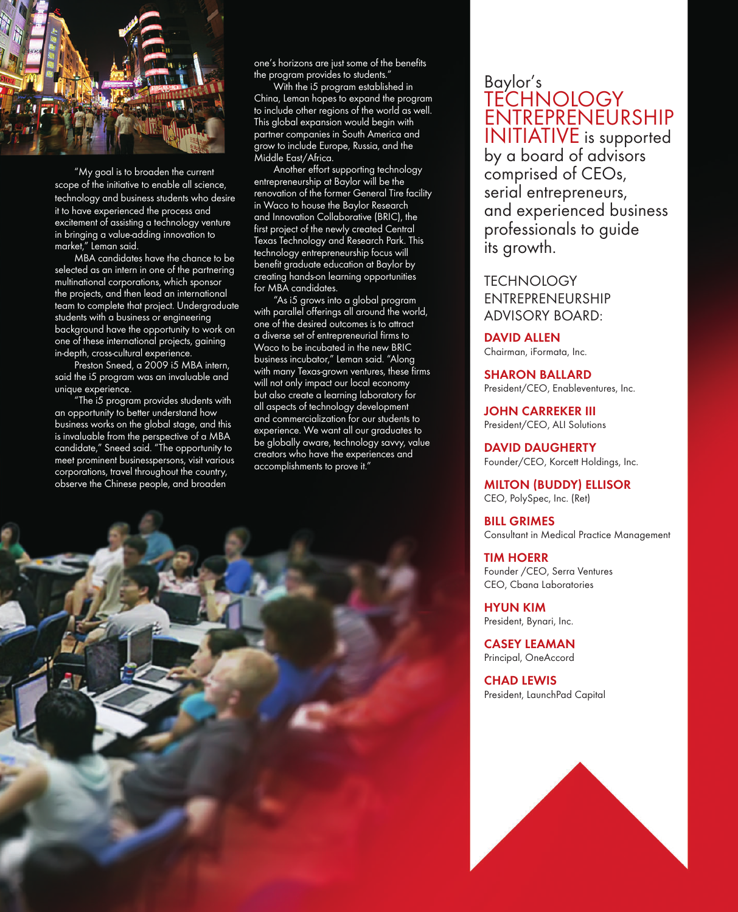"My goal is to broaden the current scope of the initiative to enable all science, technology and business students who desire it to have experienced the process and excitement of assisting a technology venture in bringing a value-adding innovation to market," Leman said.

MBA candidates have the chance to be selected as an intern in one of the partnering multinational corporations, which sponsor the projects, and then lead an international team to complete that project. Undergraduate students with a business or engineering background have the opportunity to work on one of these international projects, gaining in-depth, cross-cultural experience.

Preston Sneed, a 2009 i5 MBA intern, said the i5 program was an invaluable and unique experience.

"The i5 program provides students with an opportunity to better understand how business works on the global stage, and this is invaluable from the perspective of a MBA candidate," Sneed said. "The opportunity to meet prominent businesspersons, visit various corporations, travel throughout the country, observe the Chinese people, and broaden one's horizons are just some of the benefits the program provides to students."

With the i5 program established in China, Leman hopes to expand the program to include other regions of the world as well. This global expansion would begin with partner companies in South America and grow to include Europe, Russia, and the Middle East/Africa.

Another effort supporting technology entrepreneurship at Baylor will be the renovation of the former General Tire facility in Waco to house the Baylor Research and Innovation Collaborative (BRIC), the first project of the newly created Central Texas Technology and Research Park. This technology entrepreneurship focus will benefit graduate education at Baylor by creating hands-on learning opportunities for MBA candidates.

"As i5 grows into a global program with parallel offerings all around the world, one of the desired outcomes is to attract a diverse set of entrepreneurial firms to Waco to be incubated in the new BRIC business incubator," Leman said. "Along with many Texas-grown ventures, these firms will not only impact our local economy but also create a learning laboratory for all aspects of technology development and commercialization for our students to experience. We want all our graduates to be globally aware, technology savvy, value creators who have the experiences and accomplishments to prove it."

Baylor's **TECHNOLOGY ENTREPRENEURSHIP INITIATIVE** is supported by a board of advisors comprised of CEOs, serial entrepreneurs, and experienced business professionals to guide its growth.

## TECHNOLOGY ENTREPRENEURSHIP ADVISORY BOARD:

**DAVID ALLEN**
Chairman, iFormata, Inc.

**SHARON BALLARD**
President/CEO, Enableventures, Inc.

**JOHN CARREKER III**
President/CEO, ALI Solutions

**DAVID DAUGHERTY**
Founder/CEO, Korcett Holdings, Inc.

**MILTON (BUDDY) ELLISOR**
CEO, PolySpec, Inc. (Ret)

**BILL GRIMES**
Consultant in Medical Practice Management

**TIM HOERR**
Founder /CEO, Serra Ventures
CEO, Cbana Laboratories

**HYUN KIM**
President, Bynari, Inc.

**CASEY LEAMAN**
Principal, OneAccord

**CHAD LEWIS**
President, LaunchPad Capital